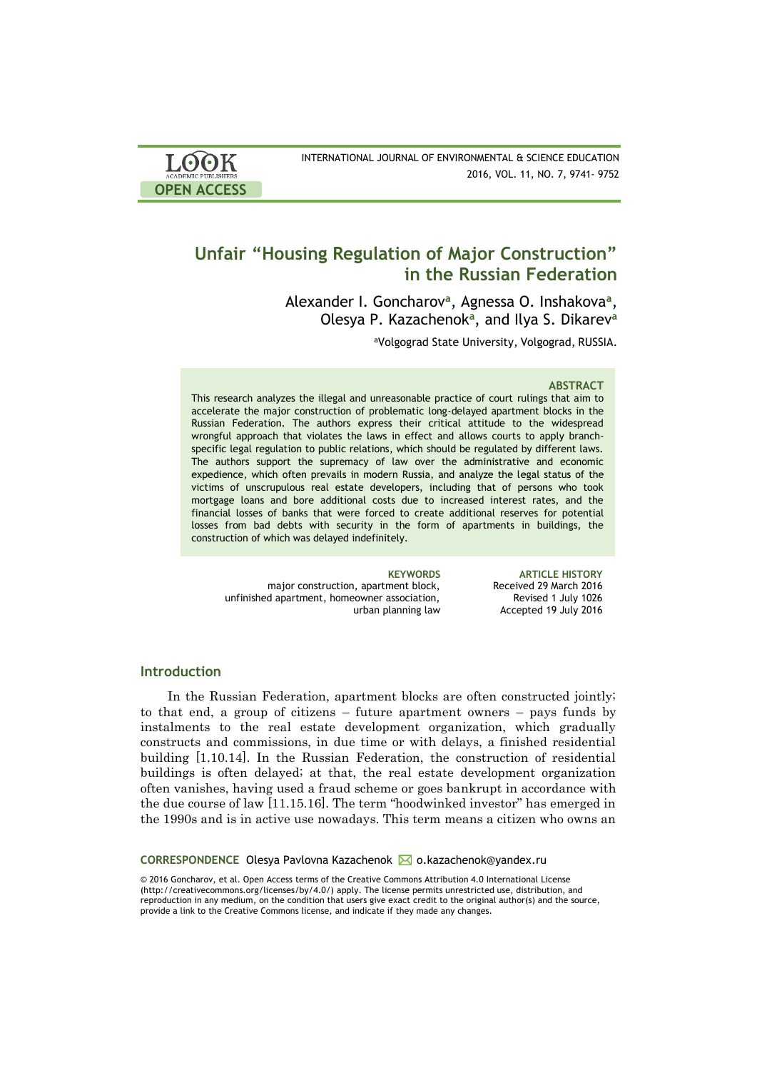LOOK ACADEMIC PUBLISHERS

OPEN ACCESS

INTERNATIONAL JOURNAL OF ENVIRONMENTAL & SCIENCE EDUCATION
2016, VOL. 11, NO. 7, 9741- 9752

# Unfair "Housing Regulation of Major Construction" in the Russian Federation

Alexander I. Goncharov[a], Agnessa O. Inshakova[a], Olesya P. Kazachenok[a], and Ilya S. Dikarev[a]

[a]Volgograd State University, Volgograd, RUSSIA.

### ABSTRACT

This research analyzes the illegal and unreasonable practice of court rulings that aim to accelerate the major construction of problematic long-delayed apartment blocks in the Russian Federation. The authors express their critical attitude to the widespread wrongful approach that violates the laws in effect and allows courts to apply branch-specific legal regulation to public relations, which should be regulated by different laws. The authors support the supremacy of law over the administrative and economic expedience, which often prevails in modern Russia, and analyze the legal status of the victims of unscrupulous real estate developers, including that of persons who took mortgage loans and bore additional costs due to increased interest rates, and the financial losses of banks that were forced to create additional reserves for potential losses from bad debts with security in the form of apartments in buildings, the construction of which was delayed indefinitely.

**KEYWORDS**
major construction, apartment block, unfinished apartment, homeowner association, urban planning law

**ARTICLE HISTORY**
Received 29 March 2016
Revised 1 July 1026
Accepted 19 July 2016

## Introduction

In the Russian Federation, apartment blocks are often constructed jointly; to that end, a group of citizens – future apartment owners – pays funds by instalments to the real estate development organization, which gradually constructs and commissions, in due time or with delays, a finished residential building [1.10.14]. In the Russian Federation, the construction of residential buildings is often delayed; at that, the real estate development organization often vanishes, having used a fraud scheme or goes bankrupt in accordance with the due course of law [11.15.16]. The term "hoodwinked investor" has emerged in the 1990s and is in active use nowadays. This term means a citizen who owns an

**CORRESPONDENCE** Olesya Pavlovna Kazachenok ✉ o.kazachenok@yandex.ru

© 2016 Goncharov, et al. Open Access terms of the Creative Commons Attribution 4.0 International License (http://creativecommons.org/licenses/by/4.0/) apply. The license permits unrestricted use, distribution, and reproduction in any medium, on the condition that users give exact credit to the original author(s) and the source, provide a link to the Creative Commons license, and indicate if they made any changes.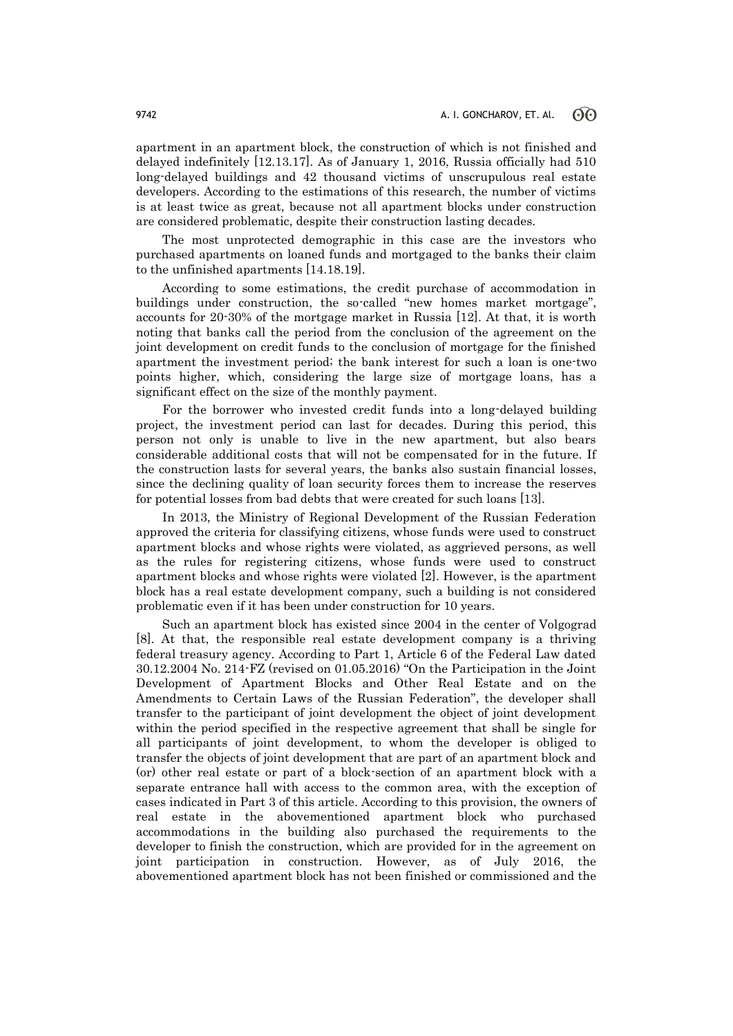apartment in an apartment block, the construction of which is not finished and delayed indefinitely [12.13.17]. As of January 1, 2016, Russia officially had 510 long-delayed buildings and 42 thousand victims of unscrupulous real estate developers. According to the estimations of this research, the number of victims is at least twice as great, because not all apartment blocks under construction are considered problematic, despite their construction lasting decades.

The most unprotected demographic in this case are the investors who purchased apartments on loaned funds and mortgaged to the banks their claim to the unfinished apartments [14.18.19].

According to some estimations, the credit purchase of accommodation in buildings under construction, the so-called "new homes market mortgage", accounts for 20-30% of the mortgage market in Russia [12]. At that, it is worth noting that banks call the period from the conclusion of the agreement on the joint development on credit funds to the conclusion of mortgage for the finished apartment the investment period; the bank interest for such a loan is one-two points higher, which, considering the large size of mortgage loans, has a significant effect on the size of the monthly payment.

For the borrower who invested credit funds into a long-delayed building project, the investment period can last for decades. During this period, this person not only is unable to live in the new apartment, but also bears considerable additional costs that will not be compensated for in the future. If the construction lasts for several years, the banks also sustain financial losses, since the declining quality of loan security forces them to increase the reserves for potential losses from bad debts that were created for such loans [13].

In 2013, the Ministry of Regional Development of the Russian Federation approved the criteria for classifying citizens, whose funds were used to construct apartment blocks and whose rights were violated, as aggrieved persons, as well as the rules for registering citizens, whose funds were used to construct apartment blocks and whose rights were violated [2]. However, is the apartment block has a real estate development company, such a building is not considered problematic even if it has been under construction for 10 years.

Such an apartment block has existed since 2004 in the center of Volgograd [8]. At that, the responsible real estate development company is a thriving federal treasury agency. According to Part 1, Article 6 of the Federal Law dated 30.12.2004 No. 214-FZ (revised on 01.05.2016) "On the Participation in the Joint Development of Apartment Blocks and Other Real Estate and on the Amendments to Certain Laws of the Russian Federation", the developer shall transfer to the participant of joint development the object of joint development within the period specified in the respective agreement that shall be single for all participants of joint development, to whom the developer is obliged to transfer the objects of joint development that are part of an apartment block and (or) other real estate or part of a block-section of an apartment block with a separate entrance hall with access to the common area, with the exception of cases indicated in Part 3 of this article. According to this provision, the owners of real estate in the abovementioned apartment block who purchased accommodations in the building also purchased the requirements to the developer to finish the construction, which are provided for in the agreement on joint participation in construction. However, as of July 2016, the abovementioned apartment block has not been finished or commissioned and the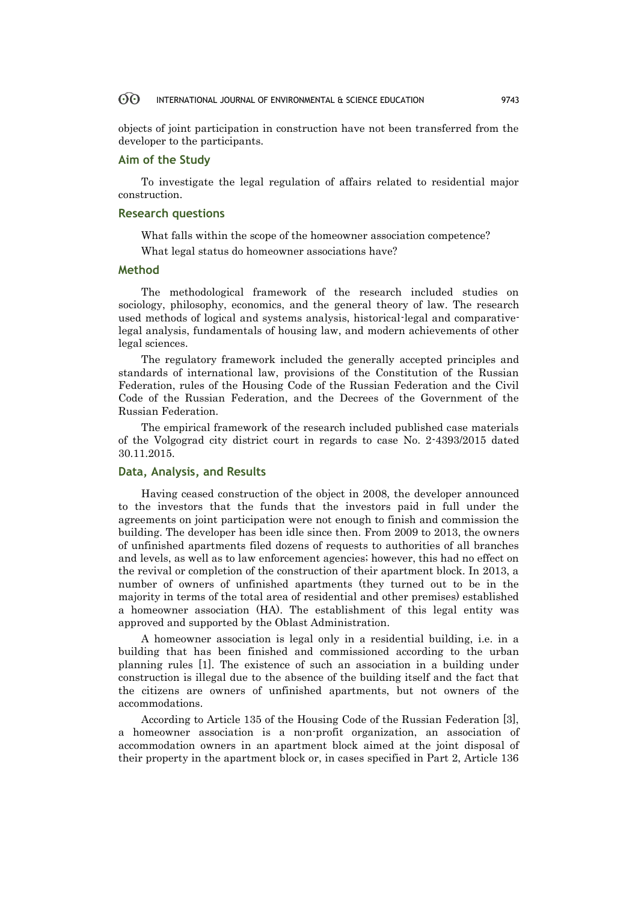objects of joint participation in construction have not been transferred from the developer to the participants.

## Aim of the Study

To investigate the legal regulation of affairs related to residential major construction.

## Research questions

What falls within the scope of the homeowner association competence?

What legal status do homeowner associations have?

## Method

The methodological framework of the research included studies on sociology, philosophy, economics, and the general theory of law. The research used methods of logical and systems analysis, historical-legal and comparative-legal analysis, fundamentals of housing law, and modern achievements of other legal sciences.

The regulatory framework included the generally accepted principles and standards of international law, provisions of the Constitution of the Russian Federation, rules of the Housing Code of the Russian Federation and the Civil Code of the Russian Federation, and the Decrees of the Government of the Russian Federation.

The empirical framework of the research included published case materials of the Volgograd city district court in regards to case No. 2-4393/2015 dated 30.11.2015.

## Data, Analysis, and Results

Having ceased construction of the object in 2008, the developer announced to the investors that the funds that the investors paid in full under the agreements on joint participation were not enough to finish and commission the building. The developer has been idle since then. From 2009 to 2013, the owners of unfinished apartments filed dozens of requests to authorities of all branches and levels, as well as to law enforcement agencies; however, this had no effect on the revival or completion of the construction of their apartment block. In 2013, a number of owners of unfinished apartments (they turned out to be in the majority in terms of the total area of residential and other premises) established a homeowner association (HA). The establishment of this legal entity was approved and supported by the Oblast Administration.

A homeowner association is legal only in a residential building, i.e. in a building that has been finished and commissioned according to the urban planning rules [1]. The existence of such an association in a building under construction is illegal due to the absence of the building itself and the fact that the citizens are owners of unfinished apartments, but not owners of the accommodations.

According to Article 135 of the Housing Code of the Russian Federation [3], a homeowner association is a non-profit organization, an association of accommodation owners in an apartment block aimed at the joint disposal of their property in the apartment block or, in cases specified in Part 2, Article 136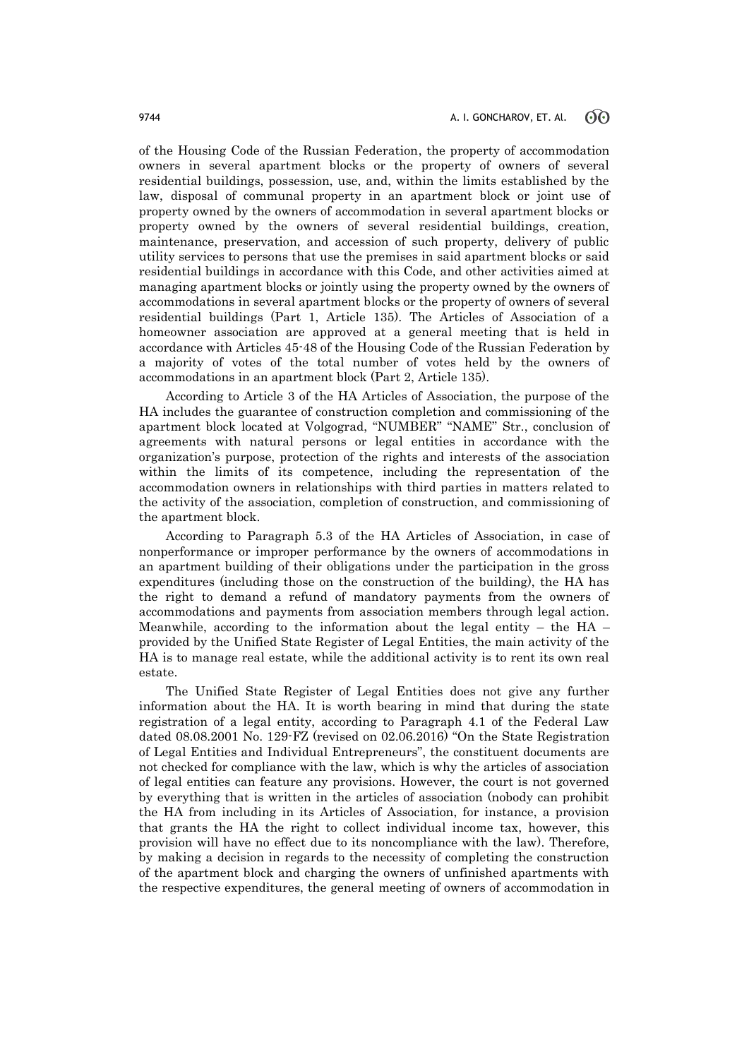of the Housing Code of the Russian Federation, the property of accommodation owners in several apartment blocks or the property of owners of several residential buildings, possession, use, and, within the limits established by the law, disposal of communal property in an apartment block or joint use of property owned by the owners of accommodation in several apartment blocks or property owned by the owners of several residential buildings, creation, maintenance, preservation, and accession of such property, delivery of public utility services to persons that use the premises in said apartment blocks or said residential buildings in accordance with this Code, and other activities aimed at managing apartment blocks or jointly using the property owned by the owners of accommodations in several apartment blocks or the property of owners of several residential buildings (Part 1, Article 135). The Articles of Association of a homeowner association are approved at a general meeting that is held in accordance with Articles 45-48 of the Housing Code of the Russian Federation by a majority of votes of the total number of votes held by the owners of accommodations in an apartment block (Part 2, Article 135).

According to Article 3 of the HA Articles of Association, the purpose of the HA includes the guarantee of construction completion and commissioning of the apartment block located at Volgograd, "NUMBER" "NAME" Str., conclusion of agreements with natural persons or legal entities in accordance with the organization's purpose, protection of the rights and interests of the association within the limits of its competence, including the representation of the accommodation owners in relationships with third parties in matters related to the activity of the association, completion of construction, and commissioning of the apartment block.

According to Paragraph 5.3 of the HA Articles of Association, in case of nonperformance or improper performance by the owners of accommodations in an apartment building of their obligations under the participation in the gross expenditures (including those on the construction of the building), the HA has the right to demand a refund of mandatory payments from the owners of accommodations and payments from association members through legal action. Meanwhile, according to the information about the legal entity – the HA – provided by the Unified State Register of Legal Entities, the main activity of the HA is to manage real estate, while the additional activity is to rent its own real estate.

The Unified State Register of Legal Entities does not give any further information about the HA. It is worth bearing in mind that during the state registration of a legal entity, according to Paragraph 4.1 of the Federal Law dated 08.08.2001 No. 129-FZ (revised on 02.06.2016) "On the State Registration of Legal Entities and Individual Entrepreneurs", the constituent documents are not checked for compliance with the law, which is why the articles of association of legal entities can feature any provisions. However, the court is not governed by everything that is written in the articles of association (nobody can prohibit the HA from including in its Articles of Association, for instance, a provision that grants the HA the right to collect individual income tax, however, this provision will have no effect due to its noncompliance with the law). Therefore, by making a decision in regards to the necessity of completing the construction of the apartment block and charging the owners of unfinished apartments with the respective expenditures, the general meeting of owners of accommodation in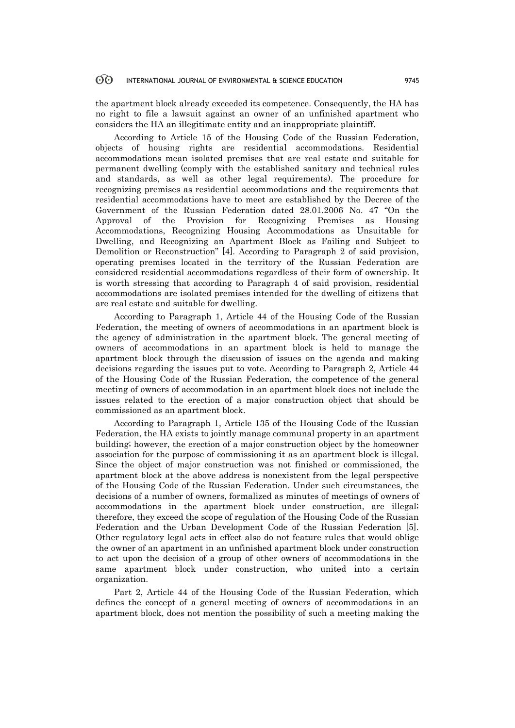the apartment block already exceeded its competence. Consequently, the HA has no right to file a lawsuit against an owner of an unfinished apartment who considers the HA an illegitimate entity and an inappropriate plaintiff.

According to Article 15 of the Housing Code of the Russian Federation, objects of housing rights are residential accommodations. Residential accommodations mean isolated premises that are real estate and suitable for permanent dwelling (comply with the established sanitary and technical rules and standards, as well as other legal requirements). The procedure for recognizing premises as residential accommodations and the requirements that residential accommodations have to meet are established by the Decree of the Government of the Russian Federation dated 28.01.2006 No. 47 "On the Approval of the Provision for Recognizing Premises as Housing Accommodations, Recognizing Housing Accommodations as Unsuitable for Dwelling, and Recognizing an Apartment Block as Failing and Subject to Demolition or Reconstruction" [4]. According to Paragraph 2 of said provision, operating premises located in the territory of the Russian Federation are considered residential accommodations regardless of their form of ownership. It is worth stressing that according to Paragraph 4 of said provision, residential accommodations are isolated premises intended for the dwelling of citizens that are real estate and suitable for dwelling.

According to Paragraph 1, Article 44 of the Housing Code of the Russian Federation, the meeting of owners of accommodations in an apartment block is the agency of administration in the apartment block. The general meeting of owners of accommodations in an apartment block is held to manage the apartment block through the discussion of issues on the agenda and making decisions regarding the issues put to vote. According to Paragraph 2, Article 44 of the Housing Code of the Russian Federation, the competence of the general meeting of owners of accommodation in an apartment block does not include the issues related to the erection of a major construction object that should be commissioned as an apartment block.

According to Paragraph 1, Article 135 of the Housing Code of the Russian Federation, the HA exists to jointly manage communal property in an apartment building; however, the erection of a major construction object by the homeowner association for the purpose of commissioning it as an apartment block is illegal. Since the object of major construction was not finished or commissioned, the apartment block at the above address is nonexistent from the legal perspective of the Housing Code of the Russian Federation. Under such circumstances, the decisions of a number of owners, formalized as minutes of meetings of owners of accommodations in the apartment block under construction, are illegal; therefore, they exceed the scope of regulation of the Housing Code of the Russian Federation and the Urban Development Code of the Russian Federation [5]. Other regulatory legal acts in effect also do not feature rules that would oblige the owner of an apartment in an unfinished apartment block under construction to act upon the decision of a group of other owners of accommodations in the same apartment block under construction, who united into a certain organization.

Part 2, Article 44 of the Housing Code of the Russian Federation, which defines the concept of a general meeting of owners of accommodations in an apartment block, does not mention the possibility of such a meeting making the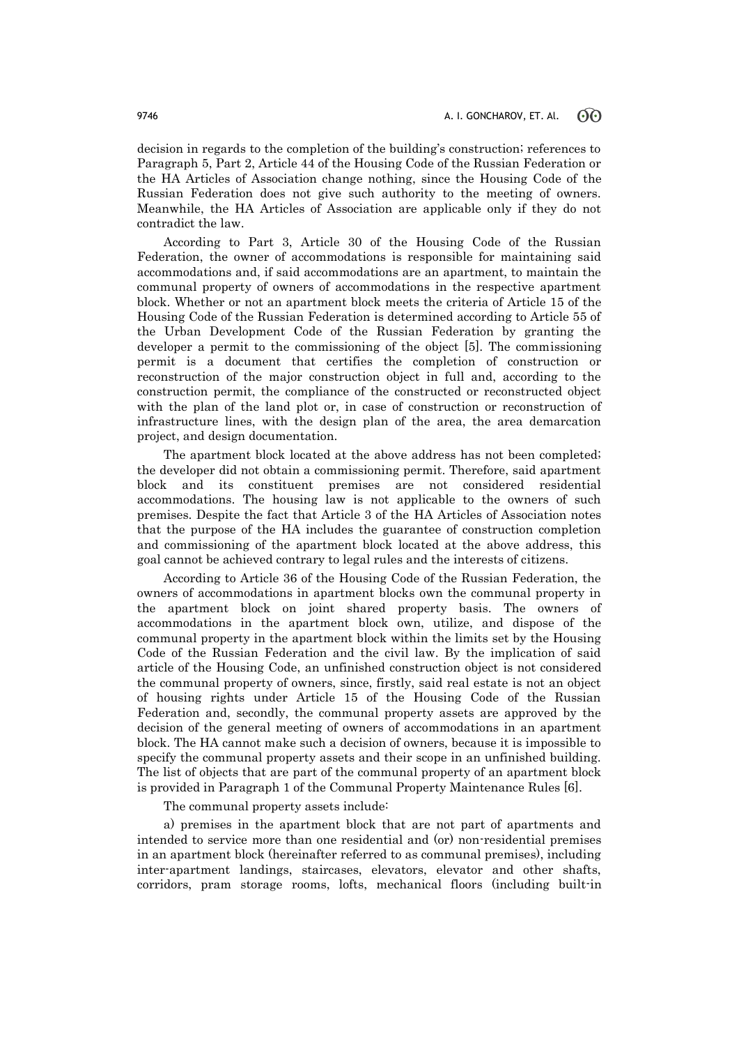decision in regards to the completion of the building's construction; references to Paragraph 5, Part 2, Article 44 of the Housing Code of the Russian Federation or the HA Articles of Association change nothing, since the Housing Code of the Russian Federation does not give such authority to the meeting of owners. Meanwhile, the HA Articles of Association are applicable only if they do not contradict the law.

According to Part 3, Article 30 of the Housing Code of the Russian Federation, the owner of accommodations is responsible for maintaining said accommodations and, if said accommodations are an apartment, to maintain the communal property of owners of accommodations in the respective apartment block. Whether or not an apartment block meets the criteria of Article 15 of the Housing Code of the Russian Federation is determined according to Article 55 of the Urban Development Code of the Russian Federation by granting the developer a permit to the commissioning of the object [5]. The commissioning permit is a document that certifies the completion of construction or reconstruction of the major construction object in full and, according to the construction permit, the compliance of the constructed or reconstructed object with the plan of the land plot or, in case of construction or reconstruction of infrastructure lines, with the design plan of the area, the area demarcation project, and design documentation.

The apartment block located at the above address has not been completed; the developer did not obtain a commissioning permit. Therefore, said apartment block and its constituent premises are not considered residential accommodations. The housing law is not applicable to the owners of such premises. Despite the fact that Article 3 of the HA Articles of Association notes that the purpose of the HA includes the guarantee of construction completion and commissioning of the apartment block located at the above address, this goal cannot be achieved contrary to legal rules and the interests of citizens.

According to Article 36 of the Housing Code of the Russian Federation, the owners of accommodations in apartment blocks own the communal property in the apartment block on joint shared property basis. The owners of accommodations in the apartment block own, utilize, and dispose of the communal property in the apartment block within the limits set by the Housing Code of the Russian Federation and the civil law. By the implication of said article of the Housing Code, an unfinished construction object is not considered the communal property of owners, since, firstly, said real estate is not an object of housing rights under Article 15 of the Housing Code of the Russian Federation and, secondly, the communal property assets are approved by the decision of the general meeting of owners of accommodations in an apartment block. The HA cannot make such a decision of owners, because it is impossible to specify the communal property assets and their scope in an unfinished building. The list of objects that are part of the communal property of an apartment block is provided in Paragraph 1 of the Communal Property Maintenance Rules [6].

The communal property assets include:

a) premises in the apartment block that are not part of apartments and intended to service more than one residential and (or) non-residential premises in an apartment block (hereinafter referred to as communal premises), including inter-apartment landings, staircases, elevators, elevator and other shafts, corridors, pram storage rooms, lofts, mechanical floors (including built-in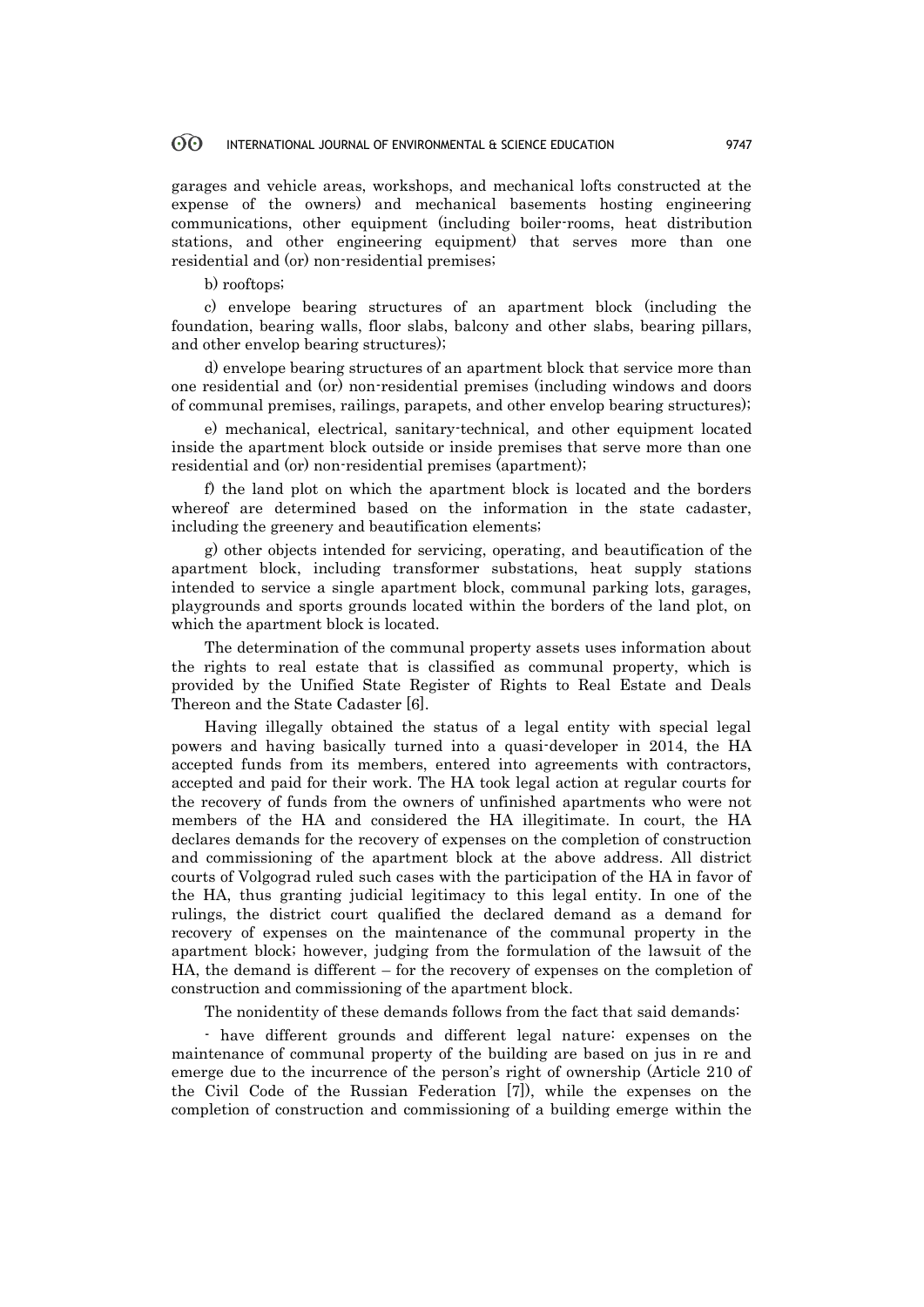garages and vehicle areas, workshops, and mechanical lofts constructed at the expense of the owners) and mechanical basements hosting engineering communications, other equipment (including boiler-rooms, heat distribution stations, and other engineering equipment) that serves more than one residential and (or) non-residential premises;

b) rooftops;

c) envelope bearing structures of an apartment block (including the foundation, bearing walls, floor slabs, balcony and other slabs, bearing pillars, and other envelop bearing structures);

d) envelope bearing structures of an apartment block that service more than one residential and (or) non-residential premises (including windows and doors of communal premises, railings, parapets, and other envelop bearing structures);

e) mechanical, electrical, sanitary-technical, and other equipment located inside the apartment block outside or inside premises that serve more than one residential and (or) non-residential premises (apartment);

f) the land plot on which the apartment block is located and the borders whereof are determined based on the information in the state cadaster, including the greenery and beautification elements;

g) other objects intended for servicing, operating, and beautification of the apartment block, including transformer substations, heat supply stations intended to service a single apartment block, communal parking lots, garages, playgrounds and sports grounds located within the borders of the land plot, on which the apartment block is located.

The determination of the communal property assets uses information about the rights to real estate that is classified as communal property, which is provided by the Unified State Register of Rights to Real Estate and Deals Thereon and the State Cadaster [6].

Having illegally obtained the status of a legal entity with special legal powers and having basically turned into a quasi-developer in 2014, the HA accepted funds from its members, entered into agreements with contractors, accepted and paid for their work. The HA took legal action at regular courts for the recovery of funds from the owners of unfinished apartments who were not members of the HA and considered the HA illegitimate. In court, the HA declares demands for the recovery of expenses on the completion of construction and commissioning of the apartment block at the above address. All district courts of Volgograd ruled such cases with the participation of the HA in favor of the HA, thus granting judicial legitimacy to this legal entity. In one of the rulings, the district court qualified the declared demand as a demand for recovery of expenses on the maintenance of the communal property in the apartment block; however, judging from the formulation of the lawsuit of the HA, the demand is different – for the recovery of expenses on the completion of construction and commissioning of the apartment block.

The nonidentity of these demands follows from the fact that said demands:

- have different grounds and different legal nature: expenses on the maintenance of communal property of the building are based on jus in re and emerge due to the incurrence of the person's right of ownership (Article 210 of the Civil Code of the Russian Federation [7]), while the expenses on the completion of construction and commissioning of a building emerge within the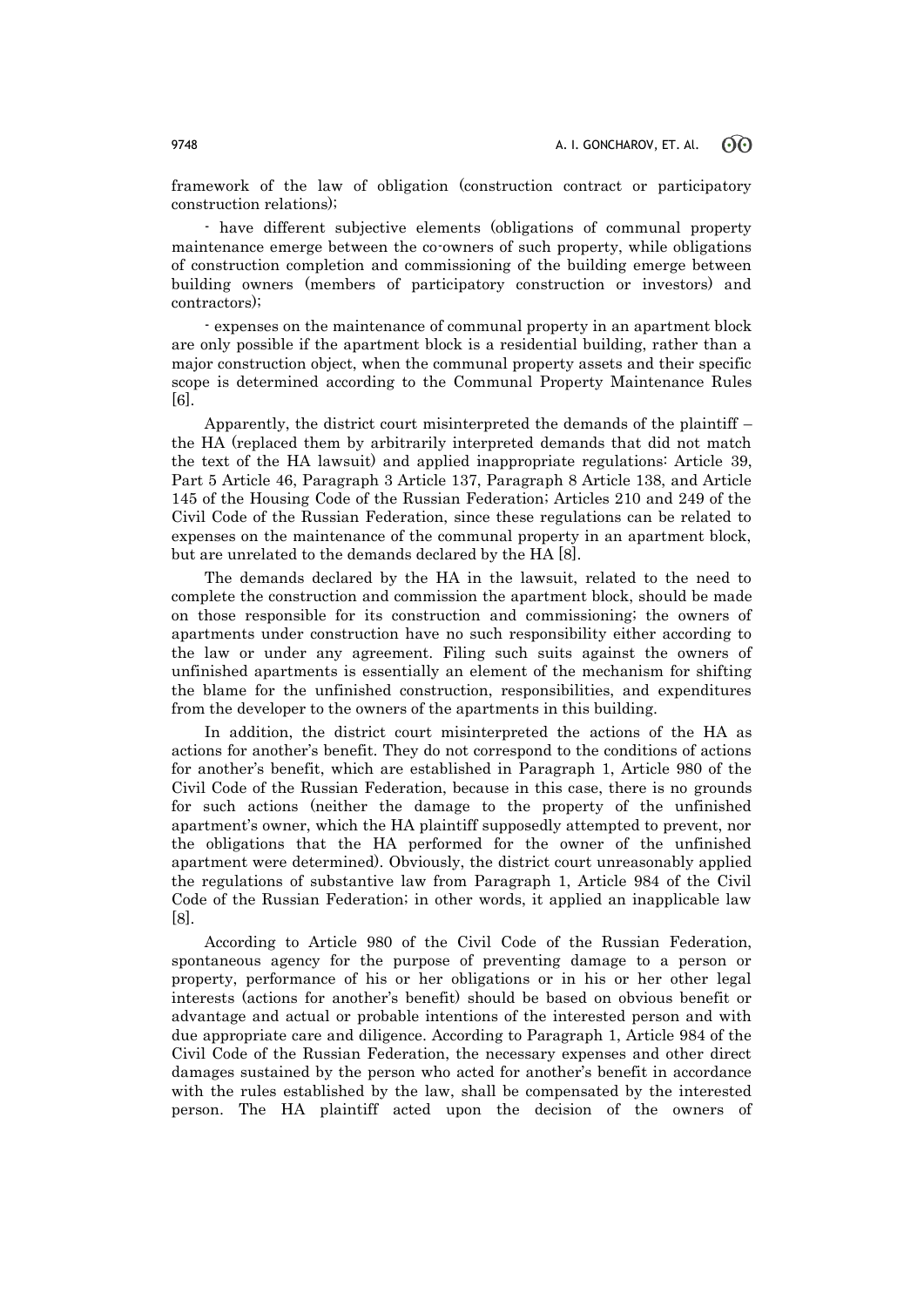framework of the law of obligation (construction contract or participatory construction relations);

- have different subjective elements (obligations of communal property maintenance emerge between the co-owners of such property, while obligations of construction completion and commissioning of the building emerge between building owners (members of participatory construction or investors) and contractors);

- expenses on the maintenance of communal property in an apartment block are only possible if the apartment block is a residential building, rather than a major construction object, when the communal property assets and their specific scope is determined according to the Communal Property Maintenance Rules [6].

Apparently, the district court misinterpreted the demands of the plaintiff – the HA (replaced them by arbitrarily interpreted demands that did not match the text of the HA lawsuit) and applied inappropriate regulations: Article 39, Part 5 Article 46, Paragraph 3 Article 137, Paragraph 8 Article 138, and Article 145 of the Housing Code of the Russian Federation; Articles 210 and 249 of the Civil Code of the Russian Federation, since these regulations can be related to expenses on the maintenance of the communal property in an apartment block, but are unrelated to the demands declared by the HA [8].

The demands declared by the HA in the lawsuit, related to the need to complete the construction and commission the apartment block, should be made on those responsible for its construction and commissioning; the owners of apartments under construction have no such responsibility either according to the law or under any agreement. Filing such suits against the owners of unfinished apartments is essentially an element of the mechanism for shifting the blame for the unfinished construction, responsibilities, and expenditures from the developer to the owners of the apartments in this building.

In addition, the district court misinterpreted the actions of the HA as actions for another's benefit. They do not correspond to the conditions of actions for another's benefit, which are established in Paragraph 1, Article 980 of the Civil Code of the Russian Federation, because in this case, there is no grounds for such actions (neither the damage to the property of the unfinished apartment's owner, which the HA plaintiff supposedly attempted to prevent, nor the obligations that the HA performed for the owner of the unfinished apartment were determined). Obviously, the district court unreasonably applied the regulations of substantive law from Paragraph 1, Article 984 of the Civil Code of the Russian Federation; in other words, it applied an inapplicable law [8].

According to Article 980 of the Civil Code of the Russian Federation, spontaneous agency for the purpose of preventing damage to a person or property, performance of his or her obligations or in his or her other legal interests (actions for another's benefit) should be based on obvious benefit or advantage and actual or probable intentions of the interested person and with due appropriate care and diligence. According to Paragraph 1, Article 984 of the Civil Code of the Russian Federation, the necessary expenses and other direct damages sustained by the person who acted for another's benefit in accordance with the rules established by the law, shall be compensated by the interested person. The HA plaintiff acted upon the decision of the owners of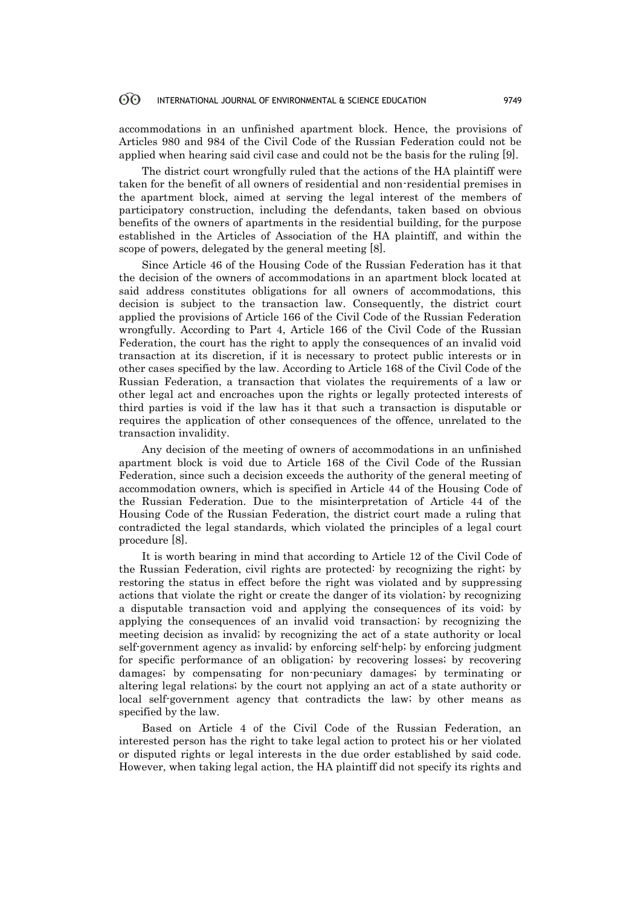accommodations in an unfinished apartment block. Hence, the provisions of Articles 980 and 984 of the Civil Code of the Russian Federation could not be applied when hearing said civil case and could not be the basis for the ruling [9].

The district court wrongfully ruled that the actions of the HA plaintiff were taken for the benefit of all owners of residential and non-residential premises in the apartment block, aimed at serving the legal interest of the members of participatory construction, including the defendants, taken based on obvious benefits of the owners of apartments in the residential building, for the purpose established in the Articles of Association of the HA plaintiff, and within the scope of powers, delegated by the general meeting [8].

Since Article 46 of the Housing Code of the Russian Federation has it that the decision of the owners of accommodations in an apartment block located at said address constitutes obligations for all owners of accommodations, this decision is subject to the transaction law. Consequently, the district court applied the provisions of Article 166 of the Civil Code of the Russian Federation wrongfully. According to Part 4, Article 166 of the Civil Code of the Russian Federation, the court has the right to apply the consequences of an invalid void transaction at its discretion, if it is necessary to protect public interests or in other cases specified by the law. According to Article 168 of the Civil Code of the Russian Federation, a transaction that violates the requirements of a law or other legal act and encroaches upon the rights or legally protected interests of third parties is void if the law has it that such a transaction is disputable or requires the application of other consequences of the offence, unrelated to the transaction invalidity.

Any decision of the meeting of owners of accommodations in an unfinished apartment block is void due to Article 168 of the Civil Code of the Russian Federation, since such a decision exceeds the authority of the general meeting of accommodation owners, which is specified in Article 44 of the Housing Code of the Russian Federation. Due to the misinterpretation of Article 44 of the Housing Code of the Russian Federation, the district court made a ruling that contradicted the legal standards, which violated the principles of a legal court procedure [8].

It is worth bearing in mind that according to Article 12 of the Civil Code of the Russian Federation, civil rights are protected: by recognizing the right; by restoring the status in effect before the right was violated and by suppressing actions that violate the right or create the danger of its violation; by recognizing a disputable transaction void and applying the consequences of its void; by applying the consequences of an invalid void transaction; by recognizing the meeting decision as invalid; by recognizing the act of a state authority or local self-government agency as invalid; by enforcing self-help; by enforcing judgment for specific performance of an obligation; by recovering losses; by recovering damages; by compensating for non-pecuniary damages; by terminating or altering legal relations; by the court not applying an act of a state authority or local self-government agency that contradicts the law; by other means as specified by the law.

Based on Article 4 of the Civil Code of the Russian Federation, an interested person has the right to take legal action to protect his or her violated or disputed rights or legal interests in the due order established by said code. However, when taking legal action, the HA plaintiff did not specify its rights and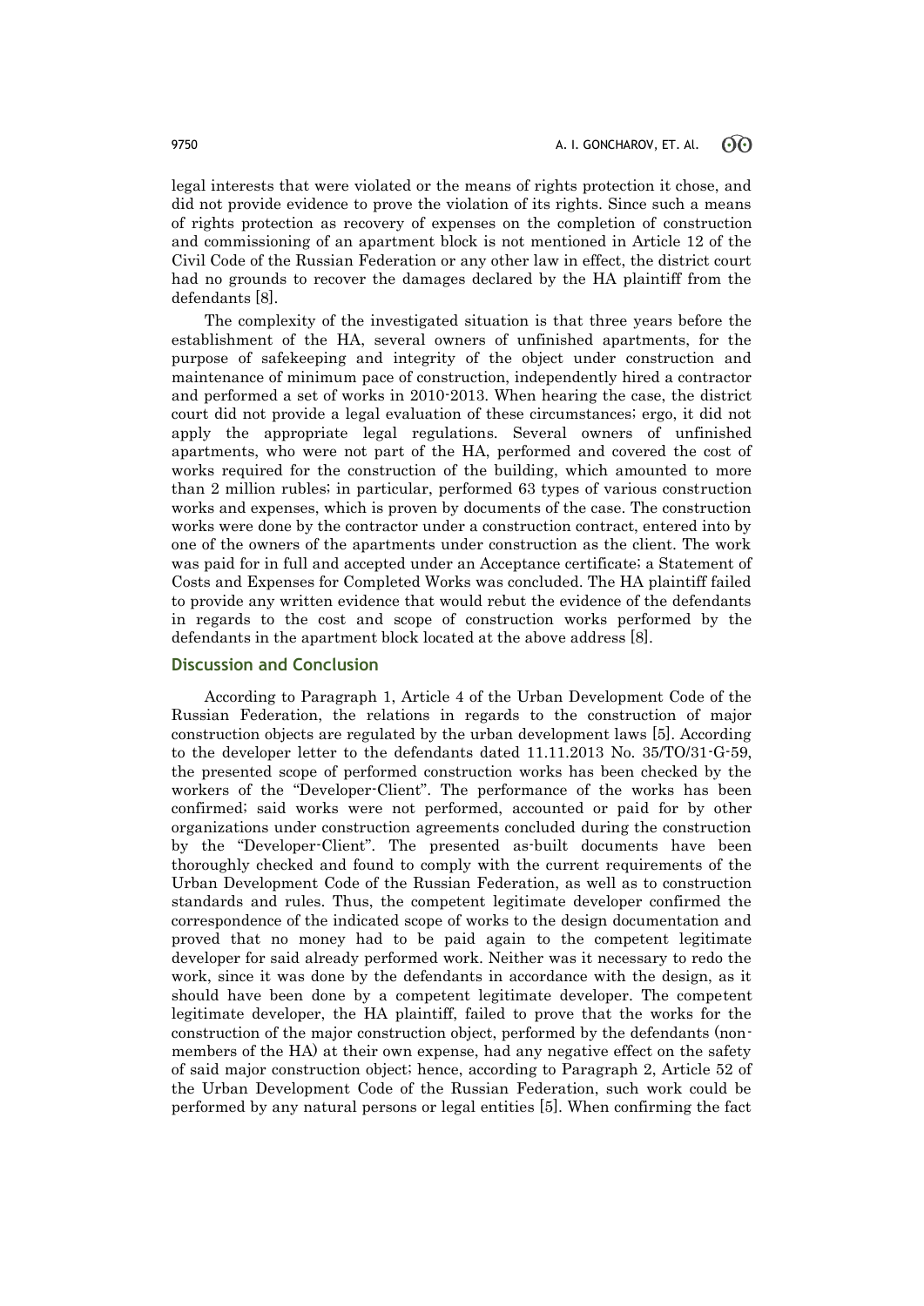legal interests that were violated or the means of rights protection it chose, and did not provide evidence to prove the violation of its rights. Since such a means of rights protection as recovery of expenses on the completion of construction and commissioning of an apartment block is not mentioned in Article 12 of the Civil Code of the Russian Federation or any other law in effect, the district court had no grounds to recover the damages declared by the HA plaintiff from the defendants [8].

The complexity of the investigated situation is that three years before the establishment of the HA, several owners of unfinished apartments, for the purpose of safekeeping and integrity of the object under construction and maintenance of minimum pace of construction, independently hired a contractor and performed a set of works in 2010-2013. When hearing the case, the district court did not provide a legal evaluation of these circumstances; ergo, it did not apply the appropriate legal regulations. Several owners of unfinished apartments, who were not part of the HA, performed and covered the cost of works required for the construction of the building, which amounted to more than 2 million rubles; in particular, performed 63 types of various construction works and expenses, which is proven by documents of the case. The construction works were done by the contractor under a construction contract, entered into by one of the owners of the apartments under construction as the client. The work was paid for in full and accepted under an Acceptance certificate; a Statement of Costs and Expenses for Completed Works was concluded. The HA plaintiff failed to provide any written evidence that would rebut the evidence of the defendants in regards to the cost and scope of construction works performed by the defendants in the apartment block located at the above address [8].

## Discussion and Conclusion

According to Paragraph 1, Article 4 of the Urban Development Code of the Russian Federation, the relations in regards to the construction of major construction objects are regulated by the urban development laws [5]. According to the developer letter to the defendants dated 11.11.2013 No. 35/TO/31-G-59, the presented scope of performed construction works has been checked by the workers of the "Developer-Client". The performance of the works has been confirmed; said works were not performed, accounted or paid for by other organizations under construction agreements concluded during the construction by the "Developer-Client". The presented as-built documents have been thoroughly checked and found to comply with the current requirements of the Urban Development Code of the Russian Federation, as well as to construction standards and rules. Thus, the competent legitimate developer confirmed the correspondence of the indicated scope of works to the design documentation and proved that no money had to be paid again to the competent legitimate developer for said already performed work. Neither was it necessary to redo the work, since it was done by the defendants in accordance with the design, as it should have been done by a competent legitimate developer. The competent legitimate developer, the HA plaintiff, failed to prove that the works for the construction of the major construction object, performed by the defendants (non-members of the HA) at their own expense, had any negative effect on the safety of said major construction object; hence, according to Paragraph 2, Article 52 of the Urban Development Code of the Russian Federation, such work could be performed by any natural persons or legal entities [5]. When confirming the fact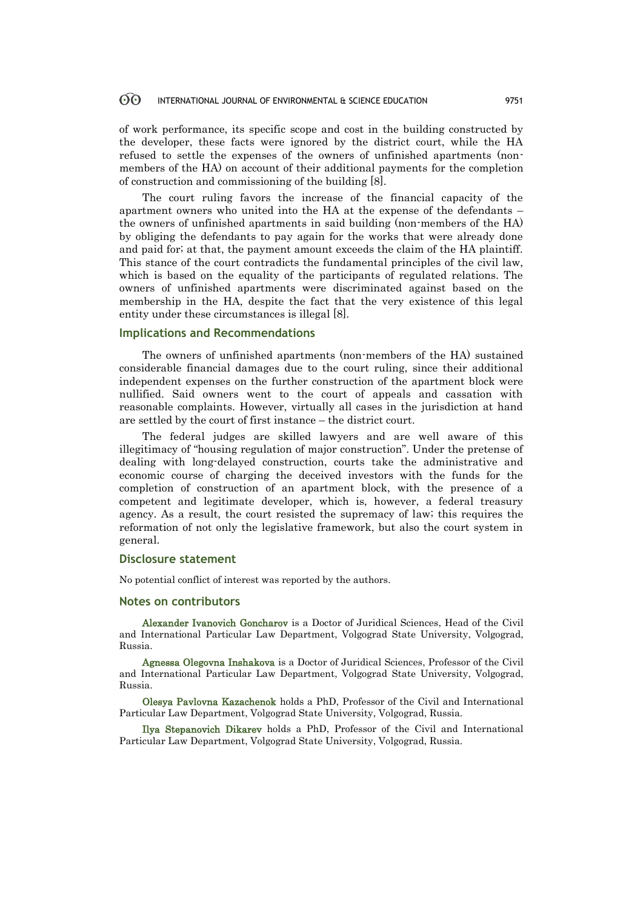of work performance, its specific scope and cost in the building constructed by the developer, these facts were ignored by the district court, while the HA refused to settle the expenses of the owners of unfinished apartments (non-members of the HA) on account of their additional payments for the completion of construction and commissioning of the building [8].

The court ruling favors the increase of the financial capacity of the apartment owners who united into the HA at the expense of the defendants – the owners of unfinished apartments in said building (non-members of the HA) by obliging the defendants to pay again for the works that were already done and paid for; at that, the payment amount exceeds the claim of the HA plaintiff. This stance of the court contradicts the fundamental principles of the civil law, which is based on the equality of the participants of regulated relations. The owners of unfinished apartments were discriminated against based on the membership in the HA, despite the fact that the very existence of this legal entity under these circumstances is illegal [8].

## Implications and Recommendations

The owners of unfinished apartments (non-members of the HA) sustained considerable financial damages due to the court ruling, since their additional independent expenses on the further construction of the apartment block were nullified. Said owners went to the court of appeals and cassation with reasonable complaints. However, virtually all cases in the jurisdiction at hand are settled by the court of first instance – the district court.

The federal judges are skilled lawyers and are well aware of this illegitimacy of "housing regulation of major construction". Under the pretense of dealing with long-delayed construction, courts take the administrative and economic course of charging the deceived investors with the funds for the completion of construction of an apartment block, with the presence of a competent and legitimate developer, which is, however, a federal treasury agency. As a result, the court resisted the supremacy of law; this requires the reformation of not only the legislative framework, but also the court system in general.

## Disclosure statement

No potential conflict of interest was reported by the authors.

## Notes on contributors

**Alexander Ivanovich Goncharov** is a Doctor of Juridical Sciences, Head of the Civil and International Particular Law Department, Volgograd State University, Volgograd, Russia.

**Agnessa Olegovna Inshakova** is a Doctor of Juridical Sciences, Professor of the Civil and International Particular Law Department, Volgograd State University, Volgograd, Russia.

**Olesya Pavlovna Kazachenok** holds a PhD, Professor of the Civil and International Particular Law Department, Volgograd State University, Volgograd, Russia.

**Ilya Stepanovich Dikarev** holds a PhD, Professor of the Civil and International Particular Law Department, Volgograd State University, Volgograd, Russia.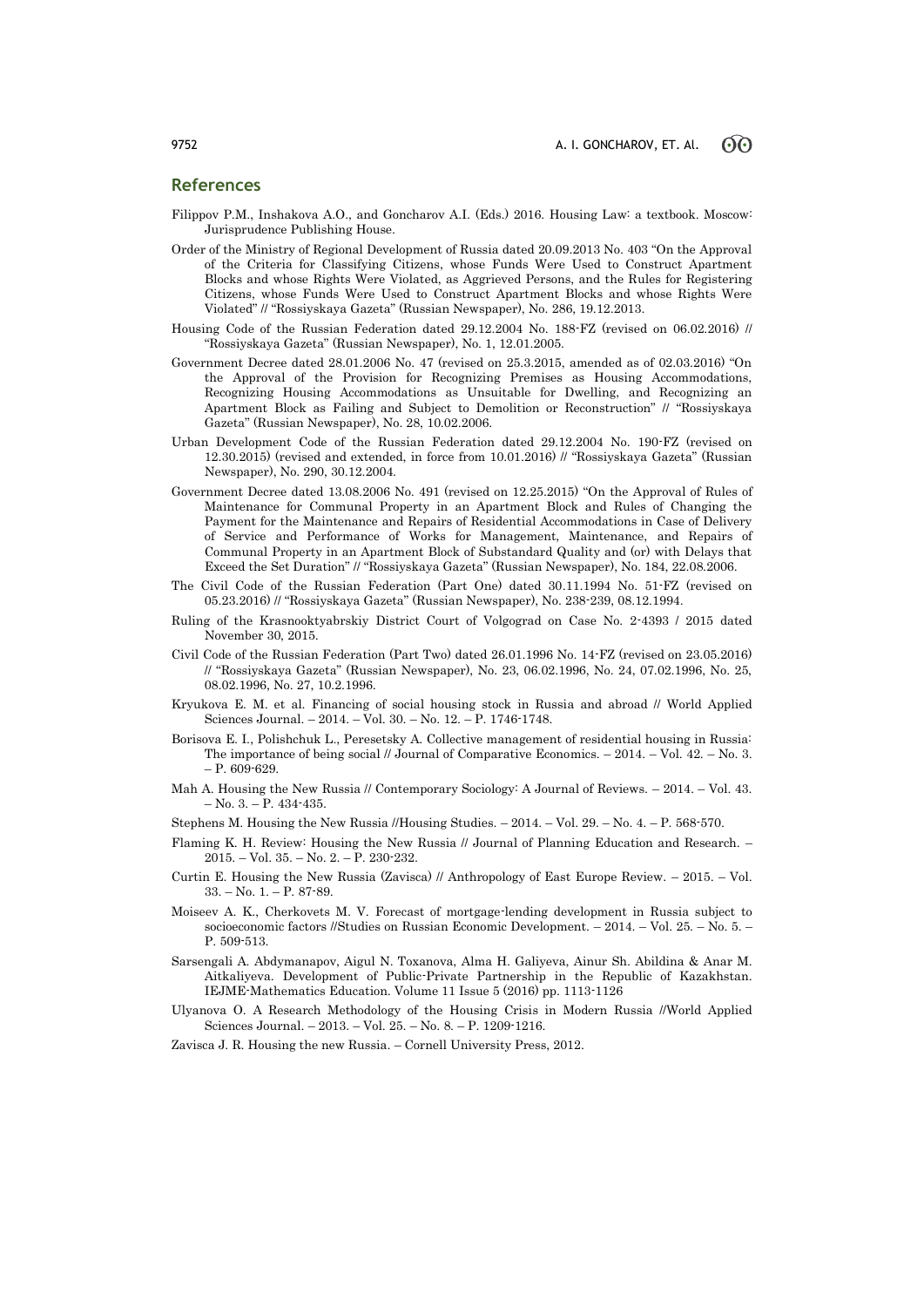## References

Filippov P.M., Inshakova A.O., and Goncharov A.I. (Eds.) 2016. Housing Law: a textbook. Moscow: Jurisprudence Publishing House.

Order of the Ministry of Regional Development of Russia dated 20.09.2013 No. 403 "On the Approval of the Criteria for Classifying Citizens, whose Funds Were Used to Construct Apartment Blocks and whose Rights Were Violated, as Aggrieved Persons, and the Rules for Registering Citizens, whose Funds Were Used to Construct Apartment Blocks and whose Rights Were Violated" // "Rossiyskaya Gazeta" (Russian Newspaper), No. 286, 19.12.2013.

Housing Code of the Russian Federation dated 29.12.2004 No. 188-FZ (revised on 06.02.2016) // "Rossiyskaya Gazeta" (Russian Newspaper), No. 1, 12.01.2005.

Government Decree dated 28.01.2006 No. 47 (revised on 25.3.2015, amended as of 02.03.2016) "On the Approval of the Provision for Recognizing Premises as Housing Accommodations, Recognizing Housing Accommodations as Unsuitable for Dwelling, and Recognizing an Apartment Block as Failing and Subject to Demolition or Reconstruction" // "Rossiyskaya Gazeta" (Russian Newspaper), No. 28, 10.02.2006.

Urban Development Code of the Russian Federation dated 29.12.2004 No. 190-FZ (revised on 12.30.2015) (revised and extended, in force from 10.01.2016) // "Rossiyskaya Gazeta" (Russian Newspaper), No. 290, 30.12.2004.

Government Decree dated 13.08.2006 No. 491 (revised on 12.25.2015) "On the Approval of Rules of Maintenance for Communal Property in an Apartment Block and Rules of Changing the Payment for the Maintenance and Repairs of Residential Accommodations in Case of Delivery of Service and Performance of Works for Management, Maintenance, and Repairs of Communal Property in an Apartment Block of Substandard Quality and (or) with Delays that Exceed the Set Duration" // "Rossiyskaya Gazeta" (Russian Newspaper), No. 184, 22.08.2006.

The Civil Code of the Russian Federation (Part One) dated 30.11.1994 No. 51-FZ (revised on 05.23.2016) // "Rossiyskaya Gazeta" (Russian Newspaper), No. 238-239, 08.12.1994.

Ruling of the Krasnooktyabrskiy District Court of Volgograd on Case No. 2-4393 / 2015 dated November 30, 2015.

Civil Code of the Russian Federation (Part Two) dated 26.01.1996 No. 14-FZ (revised on 23.05.2016) // "Rossiyskaya Gazeta" (Russian Newspaper), No. 23, 06.02.1996, No. 24, 07.02.1996, No. 25, 08.02.1996, No. 27, 10.2.1996.

Kryukova E. M. et al. Financing of social housing stock in Russia and abroad // World Applied Sciences Journal. – 2014. – Vol. 30. – No. 12. – P. 1746-1748.

Borisova E. I., Polishchuk L., Peresetsky A. Collective management of residential housing in Russia: The importance of being social // Journal of Comparative Economics. – 2014. – Vol. 42. – No. 3. – P. 609-629.

Mah A. Housing the New Russia // Contemporary Sociology: A Journal of Reviews. – 2014. – Vol. 43. – No. 3. – P. 434-435.

Stephens M. Housing the New Russia //Housing Studies. – 2014. – Vol. 29. – No. 4. – P. 568-570.

Flaming K. H. Review: Housing the New Russia // Journal of Planning Education and Research. – 2015. – Vol. 35. – No. 2. – P. 230-232.

Curtin E. Housing the New Russia (Zavisca) // Anthropology of East Europe Review. – 2015. – Vol. 33. – No. 1. – P. 87-89.

Moiseev A. K., Cherkovets M. V. Forecast of mortgage-lending development in Russia subject to socioeconomic factors //Studies on Russian Economic Development. – 2014. – Vol. 25. – No. 5. – P. 509-513.

Sarsengali A. Abdymanapov, Aigul N. Toxanova, Alma H. Galiyeva, Ainur Sh. Abildina & Anar M. Aitkaliyeva. Development of Public-Private Partnership in the Republic of Kazakhstan. IEJME-Mathematics Education. Volume 11 Issue 5 (2016) pp. 1113-1126

Ulyanova O. A Research Methodology of the Housing Crisis in Modern Russia //World Applied Sciences Journal. – 2013. – Vol. 25. – No. 8. – P. 1209-1216.

Zavisca J. R. Housing the new Russia. – Cornell University Press, 2012.